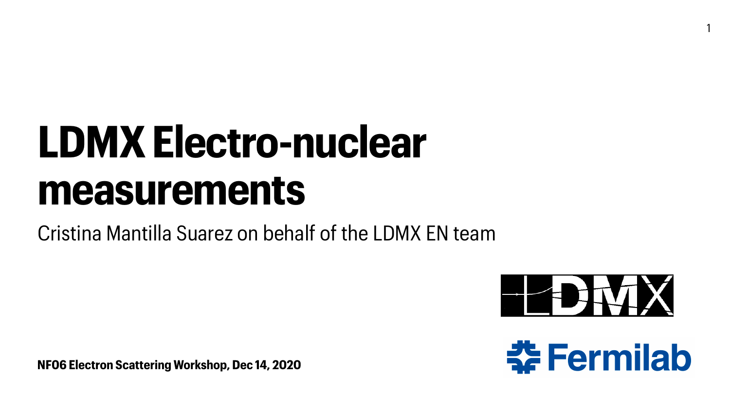# LDMX Electro-nuclear measurements

Cristina Mantilla Suarez on behalf of the LDMX EN team

**NF06 Electron Scattering Workshop, Dec 14, 2020**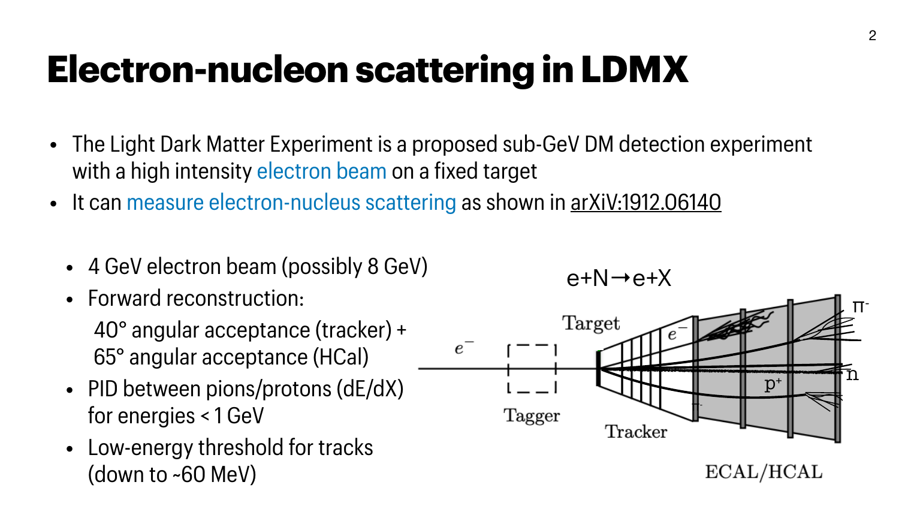# Electron-nucleon scattering in LDMX

- The Light Dark Matter Experiment is a proposed sub-GeV DM detection experiment with a high intensity electron beam on a fixed target
- It can measure electron-nucleus scattering as shown in arXiV:1912.06140
  - 4 GeV electron beam (possibly 8 GeV)
  - Forward reconstruction:
    40° angular acceptance (tracker) +
    65° angular acceptance (HCal)
  - PID between pions/protons (dE/dX) for energies < 1 GeV
  - Low-energy threshold for tracks (down to ~60 MeV)

e+N→e+X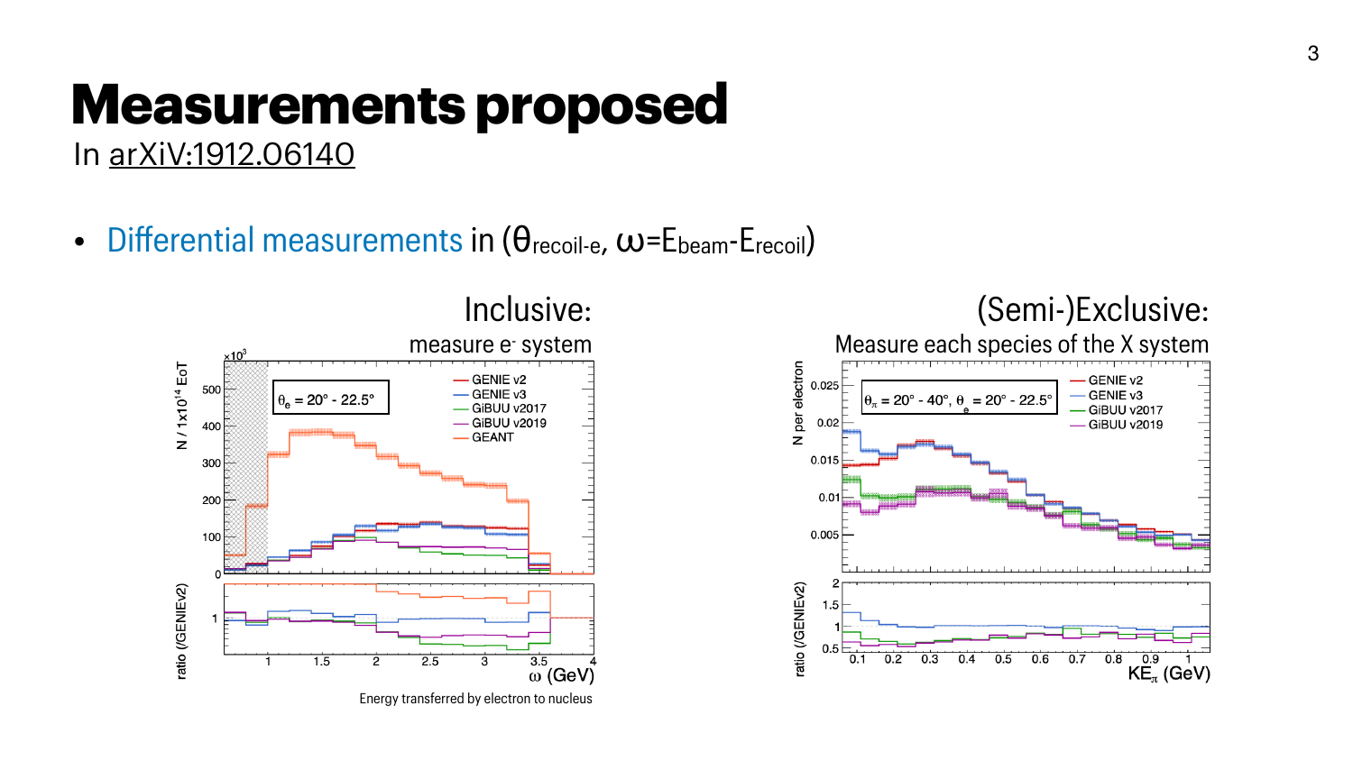# Measurements proposed

In arXiV:1912.06140

- Differential measurements in ($\theta_{recoil\text{-}e}$, $\omega$=$E_{beam}$-$E_{recoil}$)

Inclusive:
measure e$^-$ system

Energy transferred by electron to nucleus

(Semi-)Exclusive:
Measure each species of the X system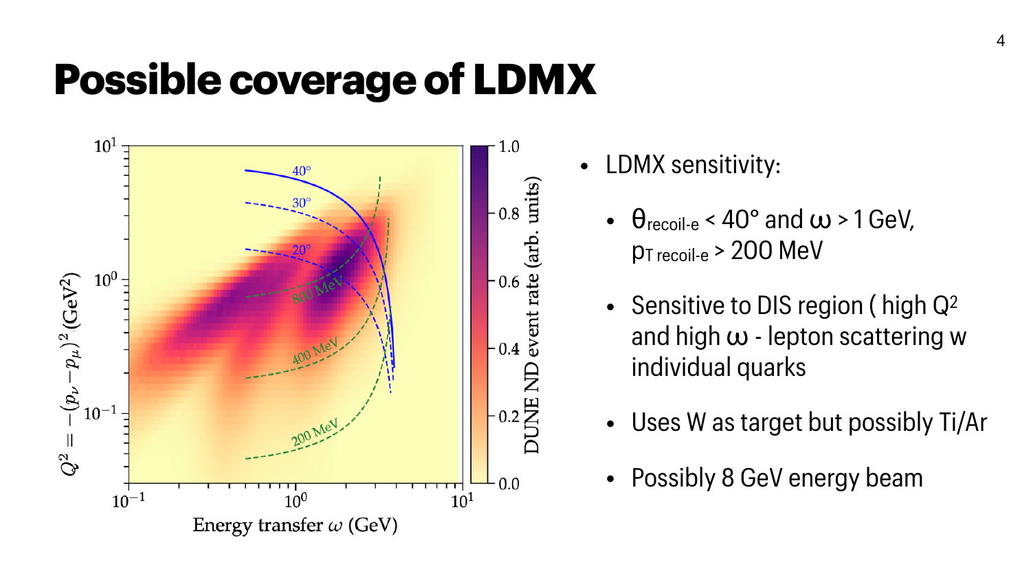# Possible coverage of LDMX

- LDMX sensitivity:
  - $\theta_{\text{recoil-e}} < 40°$ and $\omega > 1$ GeV, $p_{T\text{ recoil-e}} > 200$ MeV
  - Sensitive to DIS region ( high $Q^2$ and high $\omega$ - lepton scattering w individual quarks
  - Uses W as target but possibly Ti/Ar
  - Possibly 8 GeV energy beam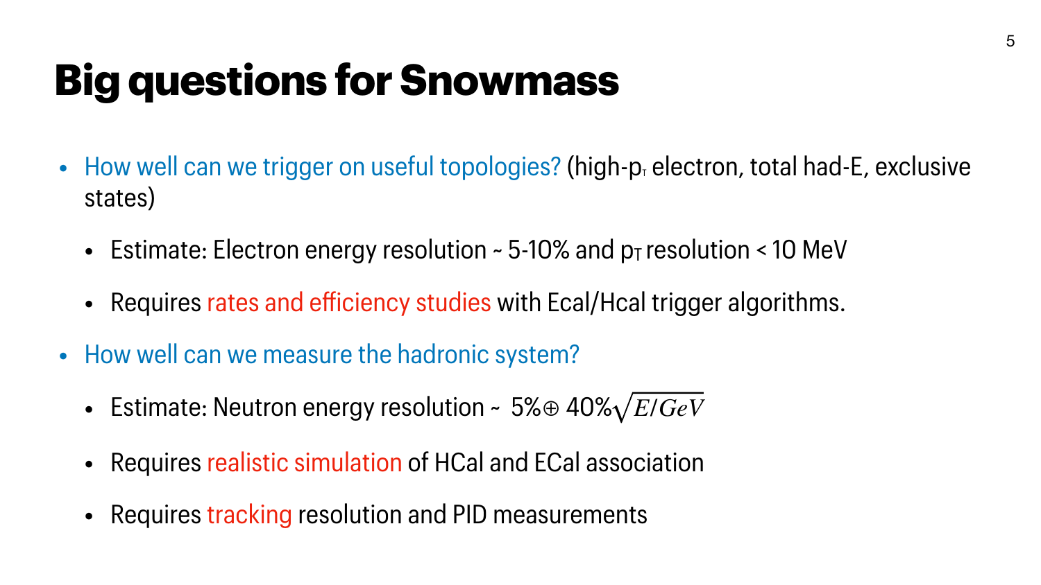# Big questions for Snowmass

- How well can we trigger on useful topologies? (high-$p_T$ electron, total had-E, exclusive states)
  - Estimate: Electron energy resolution ~ 5-10% and $p_T$ resolution < 10 MeV
  - Requires rates and efficiency studies with Ecal/Hcal trigger algorithms.
- How well can we measure the hadronic system?
  - Estimate: Neutron energy resolution ~ $5\% \oplus 40\%\sqrt{E/GeV}$
  - Requires realistic simulation of HCal and ECal association
  - Requires tracking resolution and PID measurements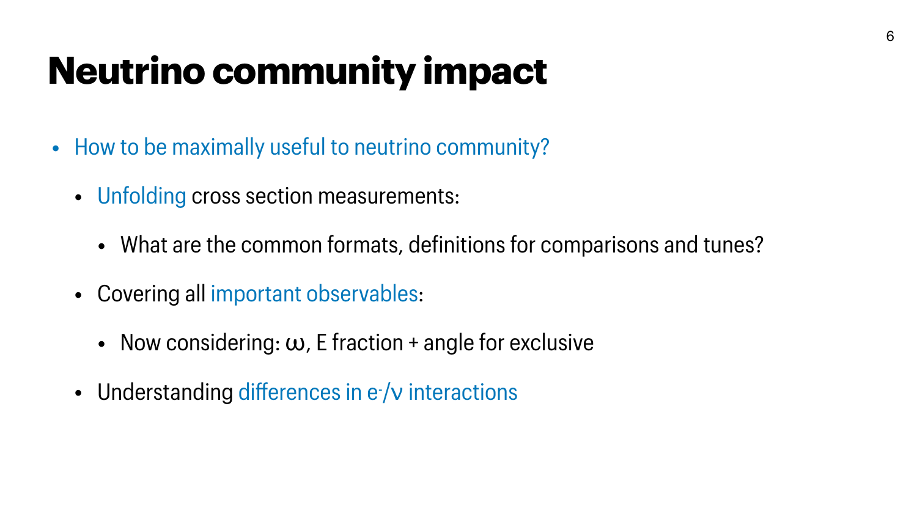# Neutrino community impact

- How to be maximally useful to neutrino community?
  - Unfolding cross section measurements:
    - What are the common formats, definitions for comparisons and tunes?
  - Covering all important observables:
    - Now considering: $\omega$, E fraction + angle for exclusive
  - Understanding differences in $e^-/\nu$ interactions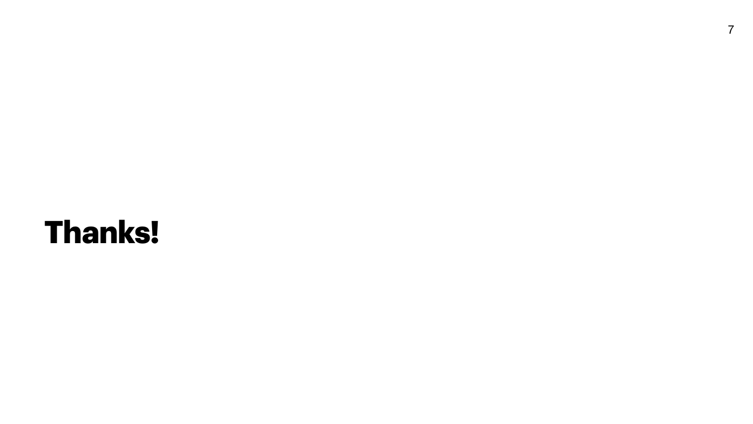# Thanks!